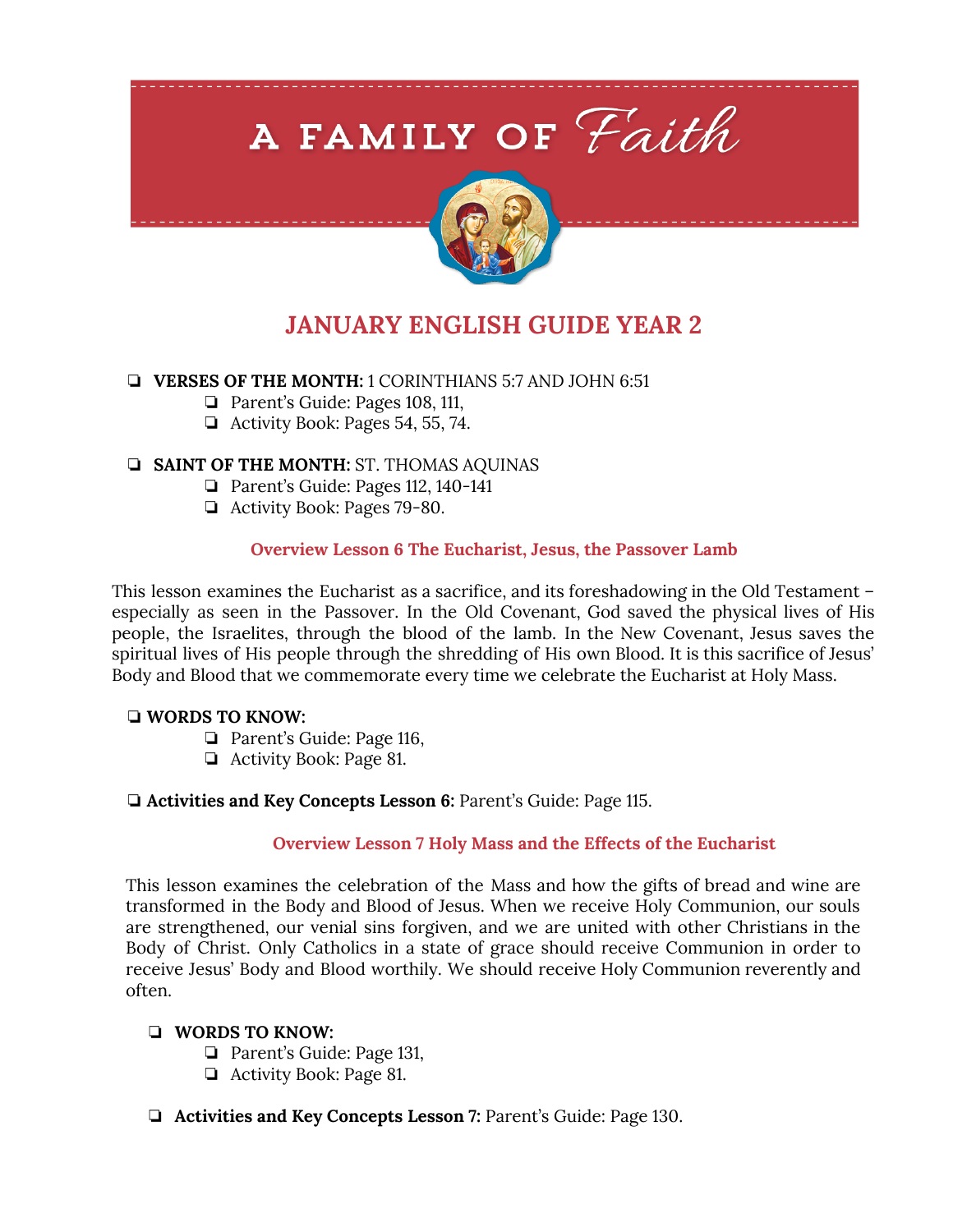# A FAMILY OF *Faith*

## JANUARY ENGLISH GUIDE YEAR 2

- **VERSES OF THE MONTH:** 1 CORINTHIANS 5:7 AND JOHN 6:51
  - Parent's Guide: Pages 108, 111,
  - Activity Book: Pages 54, 55, 74.
- **SAINT OF THE MONTH:** ST. THOMAS AQUINAS
  - Parent's Guide: Pages 112, 140-141
  - Activity Book: Pages 79-80.

### Overview Lesson 6 The Eucharist, Jesus, the Passover Lamb

This lesson examines the Eucharist as a sacrifice, and its foreshadowing in the Old Testament – especially as seen in the Passover. In the Old Covenant, God saved the physical lives of His people, the Israelites, through the blood of the lamb. In the New Covenant, Jesus saves the spiritual lives of His people through the shredding of His own Blood. It is this sacrifice of Jesus' Body and Blood that we commemorate every time we celebrate the Eucharist at Holy Mass.

- **WORDS TO KNOW:**
  - Parent's Guide: Page 116,
  - Activity Book: Page 81.
- **Activities and Key Concepts Lesson 6:** Parent's Guide: Page 115.

### Overview Lesson 7 Holy Mass and the Effects of the Eucharist

This lesson examines the celebration of the Mass and how the gifts of bread and wine are transformed in the Body and Blood of Jesus. When we receive Holy Communion, our souls are strengthened, our venial sins forgiven, and we are united with other Christians in the Body of Christ. Only Catholics in a state of grace should receive Communion in order to receive Jesus' Body and Blood worthily. We should receive Holy Communion reverently and often.

- **WORDS TO KNOW:**
  - Parent's Guide: Page 131,
  - Activity Book: Page 81.
- **Activities and Key Concepts Lesson 7:** Parent's Guide: Page 130.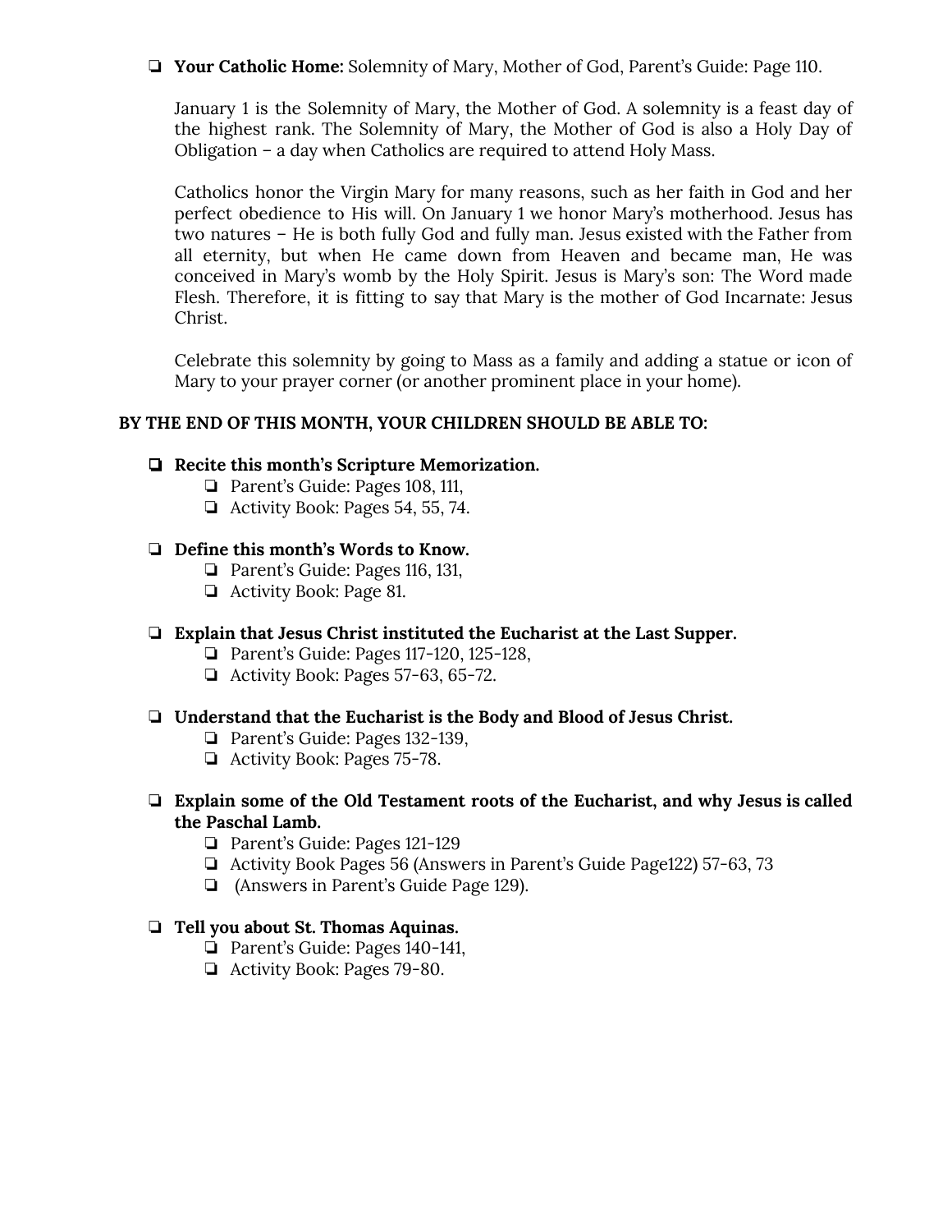- [ ] **Your Catholic Home:** Solemnity of Mary, Mother of God, Parent's Guide: Page 110.

  January 1 is the Solemnity of Mary, the Mother of God. A solemnity is a feast day of the highest rank. The Solemnity of Mary, the Mother of God is also a Holy Day of Obligation – a day when Catholics are required to attend Holy Mass.

  Catholics honor the Virgin Mary for many reasons, such as her faith in God and her perfect obedience to His will. On January 1 we honor Mary's motherhood. Jesus has two natures – He is both fully God and fully man. Jesus existed with the Father from all eternity, but when He came down from Heaven and became man, He was conceived in Mary's womb by the Holy Spirit. Jesus is Mary's son: The Word made Flesh. Therefore, it is fitting to say that Mary is the mother of God Incarnate: Jesus Christ.

  Celebrate this solemnity by going to Mass as a family and adding a statue or icon of Mary to your prayer corner (or another prominent place in your home).

**BY THE END OF THIS MONTH, YOUR CHILDREN SHOULD BE ABLE TO:**

- [ ] **Recite this month's Scripture Memorization.**
  - [ ] Parent's Guide: Pages 108, 111,
  - [ ] Activity Book: Pages 54, 55, 74.

- [ ] **Define this month's Words to Know.**
  - [ ] Parent's Guide: Pages 116, 131,
  - [ ] Activity Book: Page 81.

- [ ] **Explain that Jesus Christ instituted the Eucharist at the Last Supper.**
  - [ ] Parent's Guide: Pages 117-120, 125-128,
  - [ ] Activity Book: Pages 57-63, 65-72.

- [ ] **Understand that the Eucharist is the Body and Blood of Jesus Christ.**
  - [ ] Parent's Guide: Pages 132-139,
  - [ ] Activity Book: Pages 75-78.

- [ ] **Explain some of the Old Testament roots of the Eucharist, and why Jesus is called the Paschal Lamb.**
  - [ ] Parent's Guide: Pages 121-129
  - [ ] Activity Book Pages 56 (Answers in Parent's Guide Page122) 57-63, 73
  - [ ] (Answers in Parent's Guide Page 129).

- [ ] **Tell you about St. Thomas Aquinas.**
  - [ ] Parent's Guide: Pages 140-141,
  - [ ] Activity Book: Pages 79-80.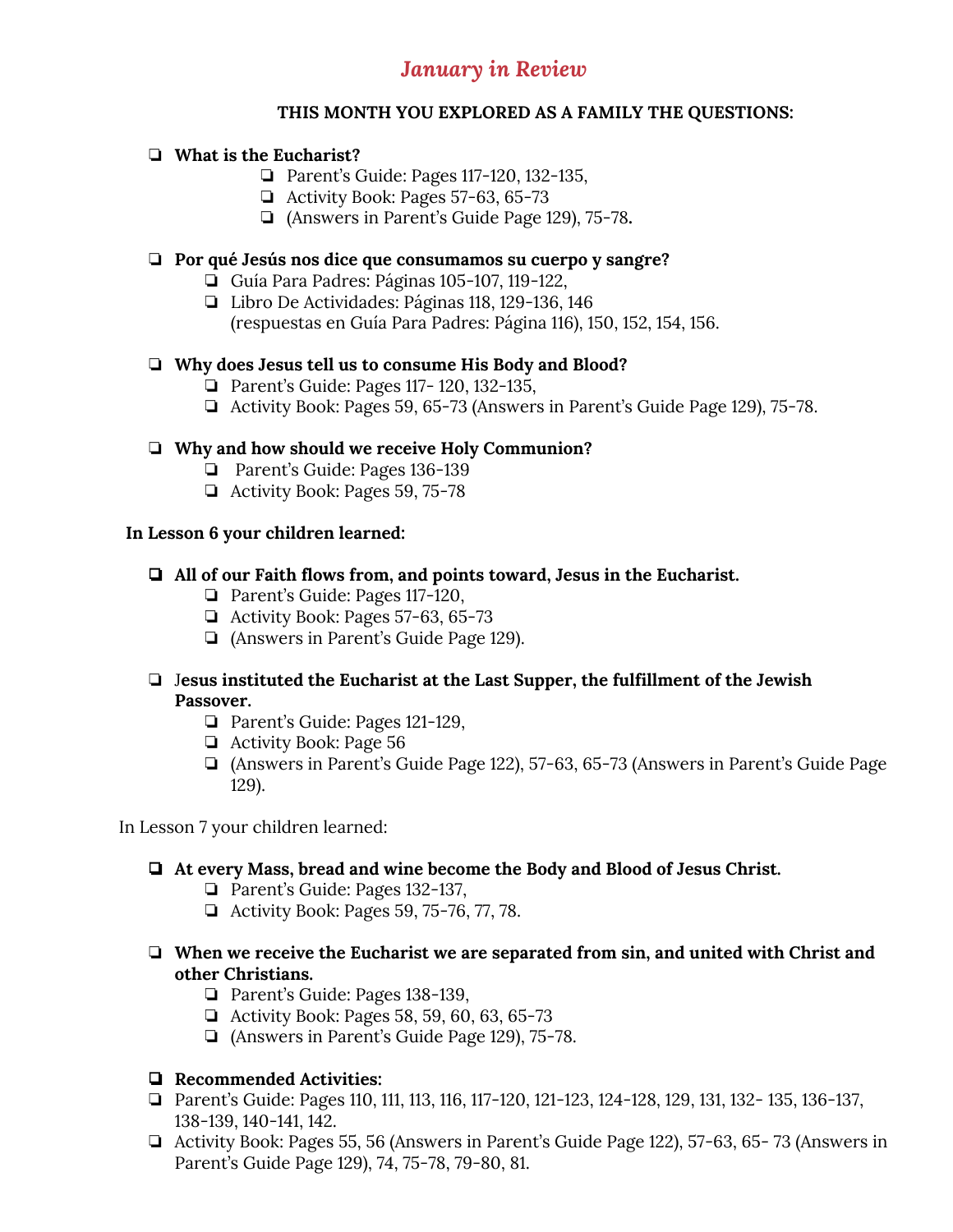# *January in Review*

**THIS MONTH YOU EXPLORED AS A FAMILY THE QUESTIONS:**

- **What is the Eucharist?**
  - Parent's Guide: Pages 117-120, 132-135,
  - Activity Book: Pages 57-63, 65-73
  - (Answers in Parent's Guide Page 129), 75-78.

- **Por qué Jesús nos dice que consumamos su cuerpo y sangre?**
  - Guía Para Padres: Páginas 105-107, 119-122,
  - Libro De Actividades: Páginas 118, 129-136, 146 (respuestas en Guía Para Padres: Página 116), 150, 152, 154, 156.

- **Why does Jesus tell us to consume His Body and Blood?**
  - Parent's Guide: Pages 117- 120, 132-135,
  - Activity Book: Pages 59, 65-73 (Answers in Parent's Guide Page 129), 75-78.

- **Why and how should we receive Holy Communion?**
  - Parent's Guide: Pages 136-139
  - Activity Book: Pages 59, 75-78

**In Lesson 6 your children learned:**

- **All of our Faith flows from, and points toward, Jesus in the Eucharist.**
  - Parent's Guide: Pages 117-120,
  - Activity Book: Pages 57-63, 65-73
  - (Answers in Parent's Guide Page 129).

- J**esus instituted the Eucharist at the Last Supper, the fulfillment of the Jewish Passover.**
  - Parent's Guide: Pages 121-129,
  - Activity Book: Page 56
  - (Answers in Parent's Guide Page 122), 57-63, 65-73 (Answers in Parent's Guide Page 129).

In Lesson 7 your children learned:

- **At every Mass, bread and wine become the Body and Blood of Jesus Christ.**
  - Parent's Guide: Pages 132-137,
  - Activity Book: Pages 59, 75-76, 77, 78.

- **When we receive the Eucharist we are separated from sin, and united with Christ and other Christians.**
  - Parent's Guide: Pages 138-139,
  - Activity Book: Pages 58, 59, 60, 63, 65-73
  - (Answers in Parent's Guide Page 129), 75-78.

- **Recommended Activities:**
- Parent's Guide: Pages 110, 111, 113, 116, 117-120, 121-123, 124-128, 129, 131, 132- 135, 136-137, 138-139, 140-141, 142.
- Activity Book: Pages 55, 56 (Answers in Parent's Guide Page 122), 57-63, 65- 73 (Answers in Parent's Guide Page 129), 74, 75-78, 79-80, 81.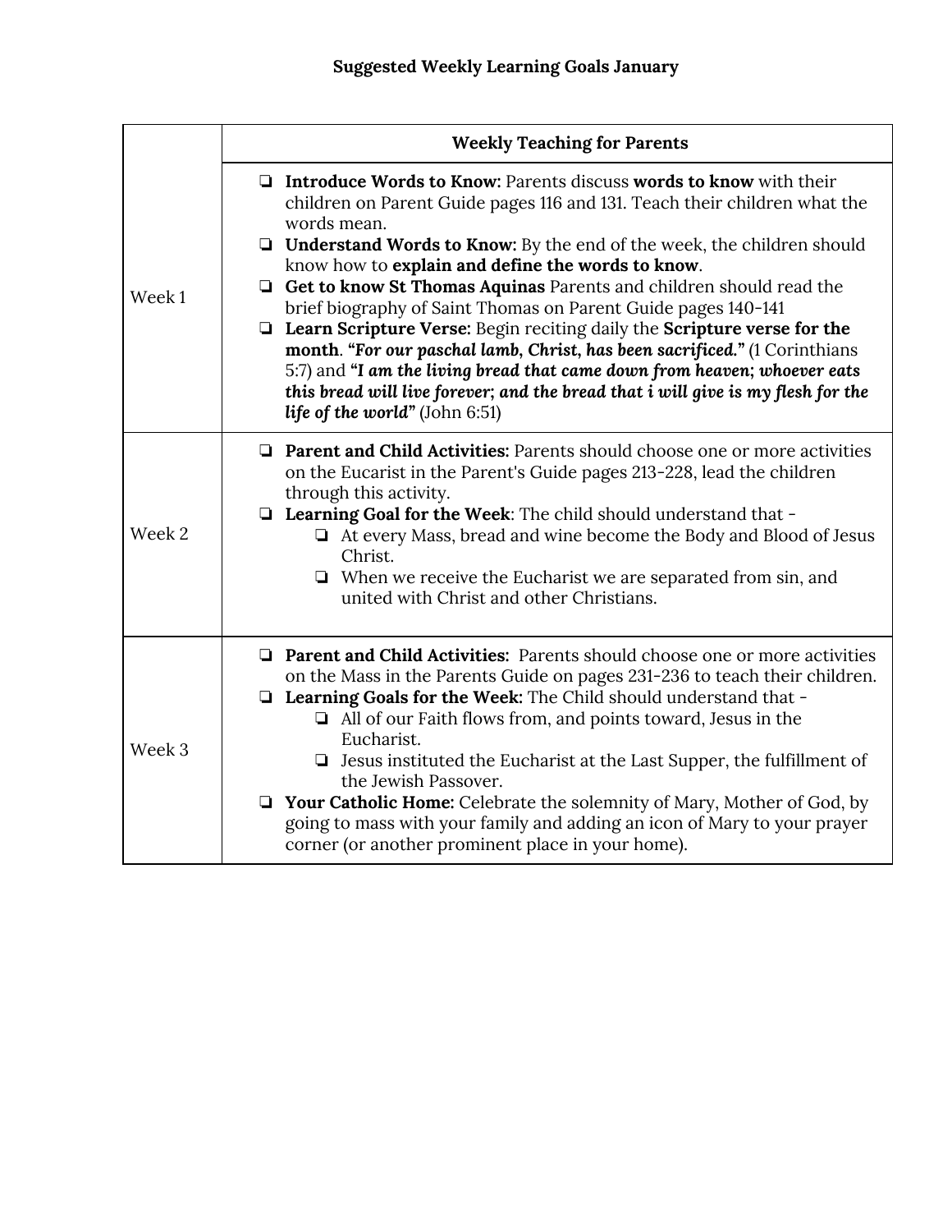**Suggested Weekly Learning Goals January**

| | Weekly Teaching for Parents |
|---|---|
| Week 1 | ❏ **Introduce Words to Know:** Parents discuss **words to know** with their children on Parent Guide pages 116 and 131. Teach their children what the words mean.<br>❏ **Understand Words to Know:** By the end of the week, the children should know how to **explain and define the words to know**.<br>❏ **Get to know St Thomas Aquinas** Parents and children should read the brief biography of Saint Thomas on Parent Guide pages 140-141<br>❏ **Learn Scripture Verse:** Begin reciting daily the **Scripture verse for the month**. ***"For our paschal lamb, Christ, has been sacrificed."*** (1 Corinthians 5:7) and ***"I am the living bread that came down from heaven; whoever eats this bread will live forever; and the bread that i will give is my flesh for the life of the world"*** (John 6:51) |
| Week 2 | ❏ **Parent and Child Activities:** Parents should choose one or more activities on the Eucarist in the Parent's Guide pages 213-228, lead the children through this activity.<br>❏ **Learning Goal for the Week**: The child should understand that -<br>&nbsp;&nbsp;&nbsp;&nbsp;❏ At every Mass, bread and wine become the Body and Blood of Jesus Christ.<br>&nbsp;&nbsp;&nbsp;&nbsp;❏ When we receive the Eucharist we are separated from sin, and united with Christ and other Christians. |
| Week 3 | ❏ **Parent and Child Activities:** Parents should choose one or more activities on the Mass in the Parents Guide on pages 231-236 to teach their children.<br>❏ **Learning Goals for the Week:** The Child should understand that -<br>&nbsp;&nbsp;&nbsp;&nbsp;❏ All of our Faith flows from, and points toward, Jesus in the Eucharist.<br>&nbsp;&nbsp;&nbsp;&nbsp;❏ Jesus instituted the Eucharist at the Last Supper, the fulfillment of the Jewish Passover.<br>❏ **Your Catholic Home:** Celebrate the solemnity of Mary, Mother of God, by going to mass with your family and adding an icon of Mary to your prayer corner (or another prominent place in your home). |